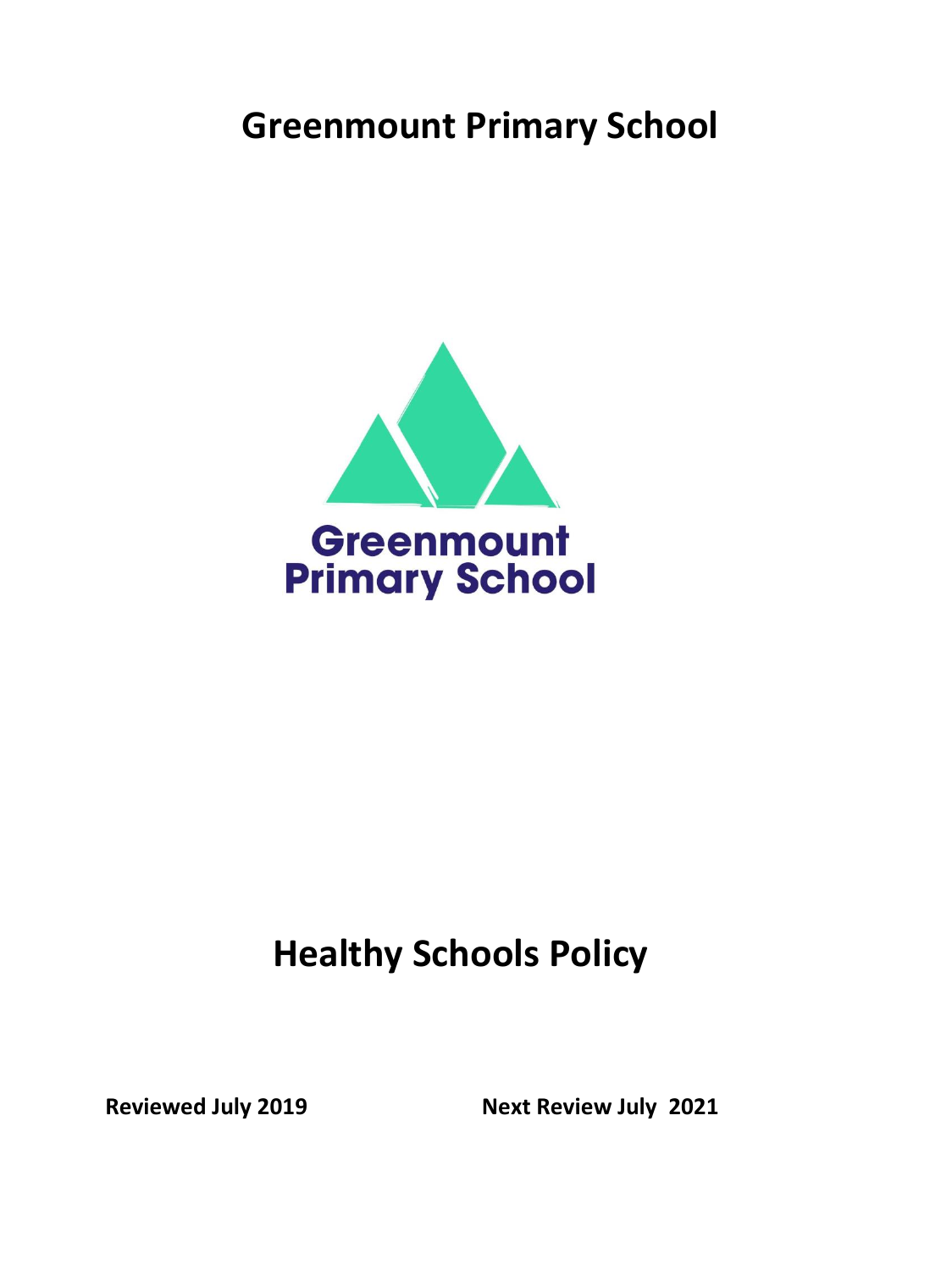# Greenmount Primary School

Greenmount
Primary School

# Healthy Schools Policy

**Reviewed July 2019** **Next Review July 2021**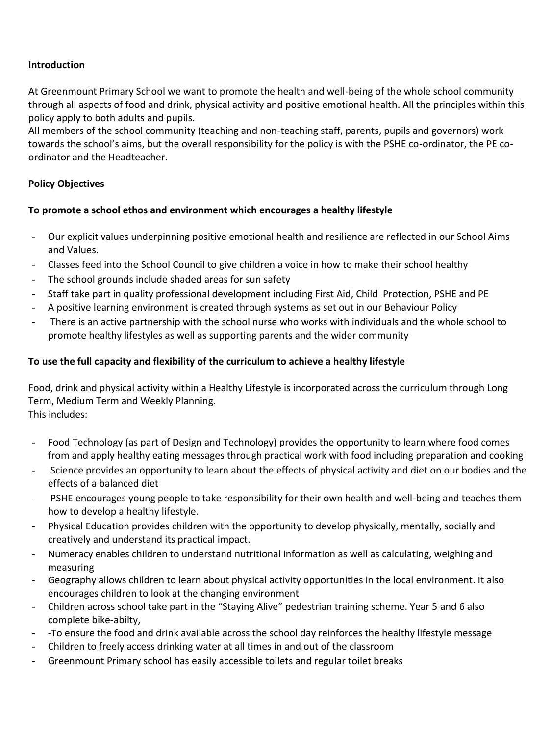**Introduction**

At Greenmount Primary School we want to promote the health and well-being of the whole school community through all aspects of food and drink, physical activity and positive emotional health. All the principles within this policy apply to both adults and pupils.

All members of the school community (teaching and non-teaching staff, parents, pupils and governors) work towards the school's aims, but the overall responsibility for the policy is with the PSHE co-ordinator, the PE co-ordinator and the Headteacher.

**Policy Objectives**

**To promote a school ethos and environment which encourages a healthy lifestyle**

- Our explicit values underpinning positive emotional health and resilience are reflected in our School Aims and Values.
- Classes feed into the School Council to give children a voice in how to make their school healthy
- The school grounds include shaded areas for sun safety
- Staff take part in quality professional development including First Aid, Child Protection, PSHE and PE
- A positive learning environment is created through systems as set out in our Behaviour Policy
- There is an active partnership with the school nurse who works with individuals and the whole school to promote healthy lifestyles as well as supporting parents and the wider community

**To use the full capacity and flexibility of the curriculum to achieve a healthy lifestyle**

Food, drink and physical activity within a Healthy Lifestyle is incorporated across the curriculum through Long Term, Medium Term and Weekly Planning.
This includes:

- Food Technology (as part of Design and Technology) provides the opportunity to learn where food comes from and apply healthy eating messages through practical work with food including preparation and cooking
- Science provides an opportunity to learn about the effects of physical activity and diet on our bodies and the effects of a balanced diet
- PSHE encourages young people to take responsibility for their own health and well-being and teaches them how to develop a healthy lifestyle.
- Physical Education provides children with the opportunity to develop physically, mentally, socially and creatively and understand its practical impact.
- Numeracy enables children to understand nutritional information as well as calculating, weighing and measuring
- Geography allows children to learn about physical activity opportunities in the local environment. It also encourages children to look at the changing environment
- Children across school take part in the "Staying Alive" pedestrian training scheme. Year 5 and 6 also complete bike-abilty,
- -To ensure the food and drink available across the school day reinforces the healthy lifestyle message
- Children to freely access drinking water at all times in and out of the classroom
- Greenmount Primary school has easily accessible toilets and regular toilet breaks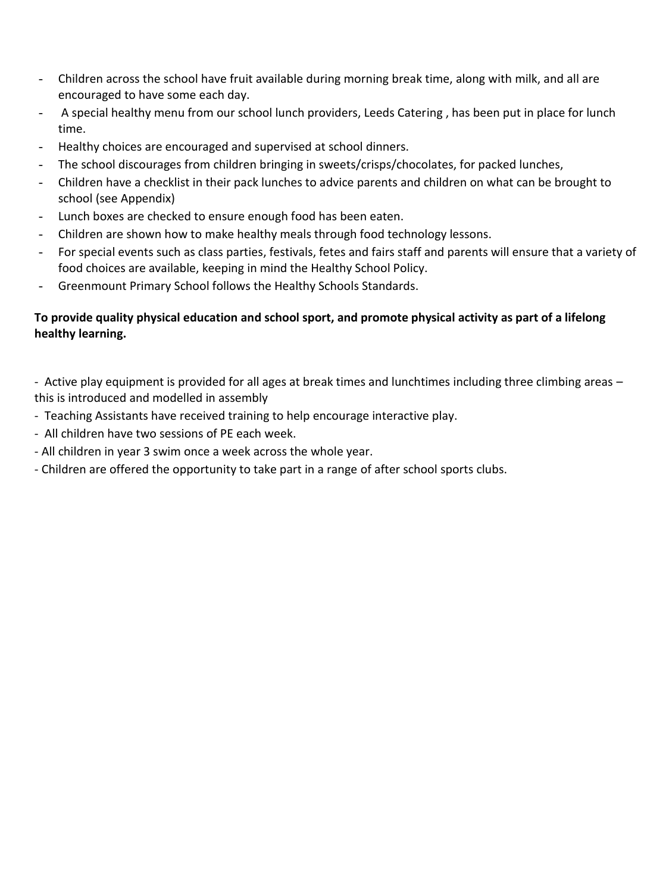- Children across the school have fruit available during morning break time, along with milk, and all are encouraged to have some each day.
- A special healthy menu from our school lunch providers, Leeds Catering , has been put in place for lunch time.
- Healthy choices are encouraged and supervised at school dinners.
- The school discourages from children bringing in sweets/crisps/chocolates, for packed lunches,
- Children have a checklist in their pack lunches to advice parents and children on what can be brought to school (see Appendix)
- Lunch boxes are checked to ensure enough food has been eaten.
- Children are shown how to make healthy meals through food technology lessons.
- For special events such as class parties, festivals, fetes and fairs staff and parents will ensure that a variety of food choices are available, keeping in mind the Healthy School Policy.
- Greenmount Primary School follows the Healthy Schools Standards.

**To provide quality physical education and school sport, and promote physical activity as part of a lifelong healthy learning.**

- Active play equipment is provided for all ages at break times and lunchtimes including three climbing areas – this is introduced and modelled in assembly
- Teaching Assistants have received training to help encourage interactive play.
- All children have two sessions of PE each week.
- All children in year 3 swim once a week across the whole year.
- Children are offered the opportunity to take part in a range of after school sports clubs.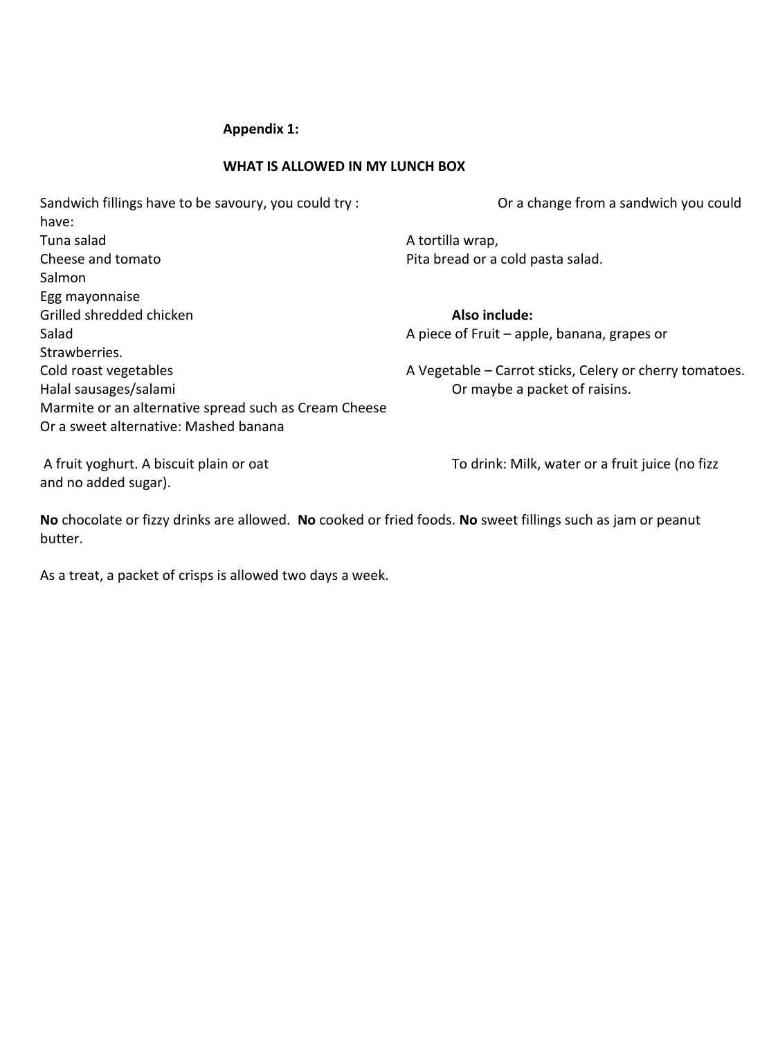**Appendix 1:**

**WHAT IS ALLOWED IN MY LUNCH BOX**

Sandwich fillings have to be savoury, you could try :

Tuna salad
Cheese and tomato
Salmon
Egg mayonnaise
Grilled shredded chicken
Salad
Cold roast vegetables
Halal sausages/salami
Marmite or an alternative spread such as Cream Cheese
Or a sweet alternative: Mashed banana

Or a change from a sandwich you could have:

A tortilla wrap,
Pita bread or a cold pasta salad.

**Also include:**

A piece of Fruit – apple, banana, grapes or Strawberries.

A Vegetable – Carrot sticks, Celery or cherry tomatoes.
Or maybe a packet of raisins.

A fruit yoghurt. A biscuit plain or oat

To drink: Milk, water or a fruit juice (no fizz and no added sugar).

**No** chocolate or fizzy drinks are allowed. **No** cooked or fried foods. **No** sweet fillings such as jam or peanut butter.

As a treat, a packet of crisps is allowed two days a week.